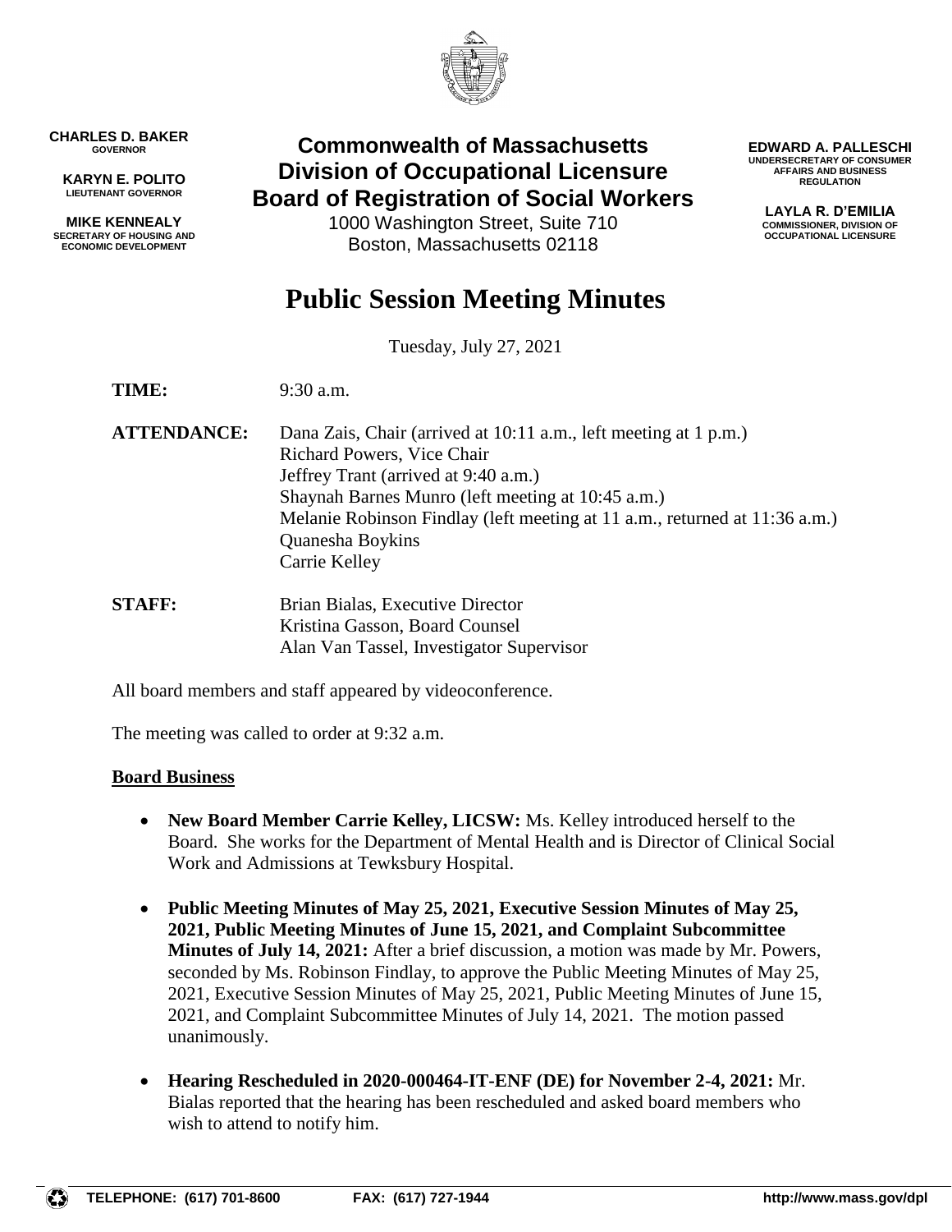**CHARLES D. BAKER**
GOVERNOR

**KARYN E. POLITO**
LIEUTENANT GOVERNOR

**MIKE KENNEALY**
SECRETARY OF HOUSING AND ECONOMIC DEVELOPMENT

**Commonwealth of Massachusetts**
**Division of Occupational Licensure**
**Board of Registration of Social Workers**
1000 Washington Street, Suite 710
Boston, Massachusetts 02118

**EDWARD A. PALLESCHI**
UNDERSECRETARY OF CONSUMER AFFAIRS AND BUSINESS REGULATION

**LAYLA R. D'EMILIA**
COMMISSIONER, DIVISION OF OCCUPATIONAL LICENSURE

# Public Session Meeting Minutes

Tuesday, July 27, 2021

**TIME:** 9:30 a.m.

**ATTENDANCE:**
Dana Zais, Chair (arrived at 10:11 a.m., left meeting at 1 p.m.)
Richard Powers, Vice Chair
Jeffrey Trant (arrived at 9:40 a.m.)
Shaynah Barnes Munro (left meeting at 10:45 a.m.)
Melanie Robinson Findlay (left meeting at 11 a.m., returned at 11:36 a.m.)
Quanesha Boykins
Carrie Kelley

**STAFF:**
Brian Bialas, Executive Director
Kristina Gasson, Board Counsel
Alan Van Tassel, Investigator Supervisor

All board members and staff appeared by videoconference.

The meeting was called to order at 9:32 a.m.

**Board Business**

- **New Board Member Carrie Kelley, LICSW:** Ms. Kelley introduced herself to the Board. She works for the Department of Mental Health and is Director of Clinical Social Work and Admissions at Tewksbury Hospital.

- **Public Meeting Minutes of May 25, 2021, Executive Session Minutes of May 25, 2021, Public Meeting Minutes of June 15, 2021, and Complaint Subcommittee Minutes of July 14, 2021:** After a brief discussion, a motion was made by Mr. Powers, seconded by Ms. Robinson Findlay, to approve the Public Meeting Minutes of May 25, 2021, Executive Session Minutes of May 25, 2021, Public Meeting Minutes of June 15, 2021, and Complaint Subcommittee Minutes of July 14, 2021. The motion passed unanimously.

- **Hearing Rescheduled in 2020-000464-IT-ENF (DE) for November 2-4, 2021:** Mr. Bialas reported that the hearing has been rescheduled and asked board members who wish to attend to notify him.

TELEPHONE: (617) 701-8600 FAX: (617) 727-1944 http://www.mass.gov/dpl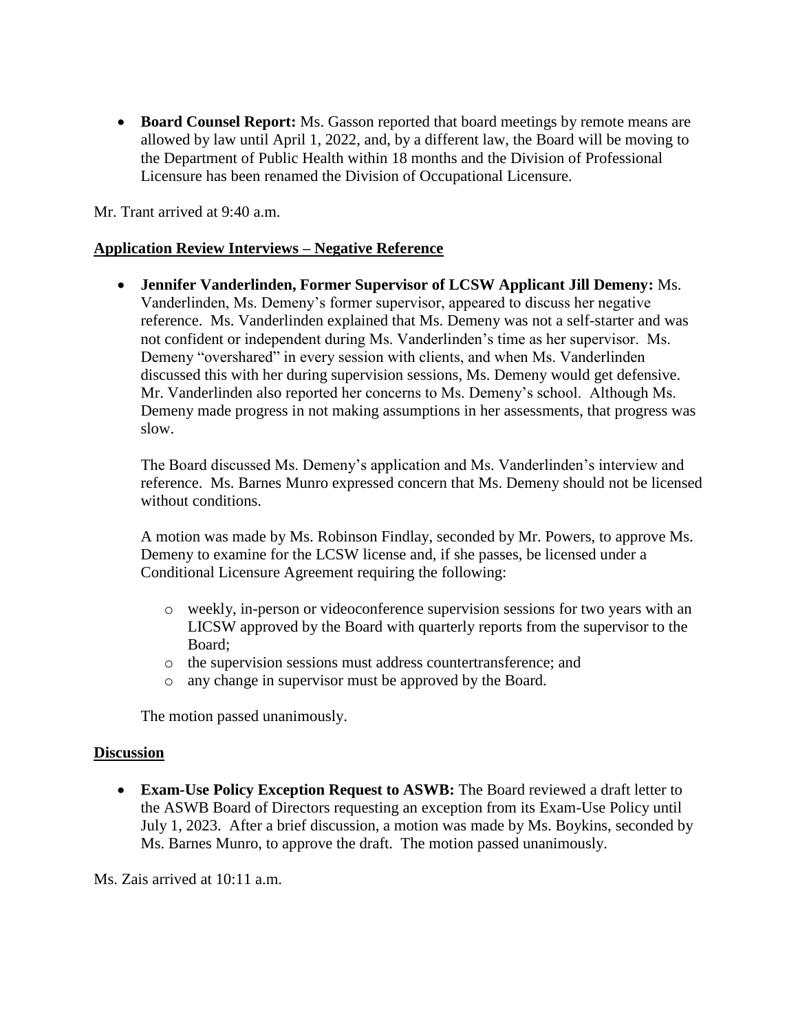- **Board Counsel Report:** Ms. Gasson reported that board meetings by remote means are allowed by law until April 1, 2022, and, by a different law, the Board will be moving to the Department of Public Health within 18 months and the Division of Professional Licensure has been renamed the Division of Occupational Licensure.

Mr. Trant arrived at 9:40 a.m.

**Application Review Interviews – Negative Reference**

- **Jennifer Vanderlinden, Former Supervisor of LCSW Applicant Jill Demeny:** Ms. Vanderlinden, Ms. Demeny's former supervisor, appeared to discuss her negative reference. Ms. Vanderlinden explained that Ms. Demeny was not a self-starter and was not confident or independent during Ms. Vanderlinden's time as her supervisor. Ms. Demeny "overshared" in every session with clients, and when Ms. Vanderlinden discussed this with her during supervision sessions, Ms. Demeny would get defensive. Mr. Vanderlinden also reported her concerns to Ms. Demeny's school. Although Ms. Demeny made progress in not making assumptions in her assessments, that progress was slow.

  The Board discussed Ms. Demeny's application and Ms. Vanderlinden's interview and reference. Ms. Barnes Munro expressed concern that Ms. Demeny should not be licensed without conditions.

  A motion was made by Ms. Robinson Findlay, seconded by Mr. Powers, to approve Ms. Demeny to examine for the LCSW license and, if she passes, be licensed under a Conditional Licensure Agreement requiring the following:

  - weekly, in-person or videoconference supervision sessions for two years with an LICSW approved by the Board with quarterly reports from the supervisor to the Board;
  - the supervision sessions must address countertransference; and
  - any change in supervisor must be approved by the Board.

  The motion passed unanimously.

**Discussion**

- **Exam-Use Policy Exception Request to ASWB:** The Board reviewed a draft letter to the ASWB Board of Directors requesting an exception from its Exam-Use Policy until July 1, 2023. After a brief discussion, a motion was made by Ms. Boykins, seconded by Ms. Barnes Munro, to approve the draft. The motion passed unanimously.

Ms. Zais arrived at 10:11 a.m.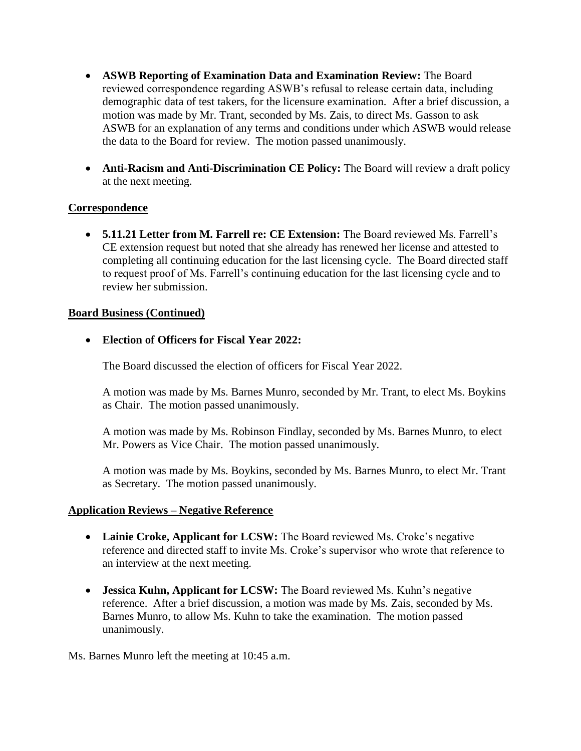- **ASWB Reporting of Examination Data and Examination Review:** The Board reviewed correspondence regarding ASWB's refusal to release certain data, including demographic data of test takers, for the licensure examination. After a brief discussion, a motion was made by Mr. Trant, seconded by Ms. Zais, to direct Ms. Gasson to ask ASWB for an explanation of any terms and conditions under which ASWB would release the data to the Board for review. The motion passed unanimously.

- **Anti-Racism and Anti-Discrimination CE Policy:** The Board will review a draft policy at the next meeting.

## Correspondence

- **5.11.21 Letter from M. Farrell re: CE Extension:** The Board reviewed Ms. Farrell's CE extension request but noted that she already has renewed her license and attested to completing all continuing education for the last licensing cycle. The Board directed staff to request proof of Ms. Farrell's continuing education for the last licensing cycle and to review her submission.

## Board Business (Continued)

- **Election of Officers for Fiscal Year 2022:**

  The Board discussed the election of officers for Fiscal Year 2022.

  A motion was made by Ms. Barnes Munro, seconded by Mr. Trant, to elect Ms. Boykins as Chair. The motion passed unanimously.

  A motion was made by Ms. Robinson Findlay, seconded by Ms. Barnes Munro, to elect Mr. Powers as Vice Chair. The motion passed unanimously.

  A motion was made by Ms. Boykins, seconded by Ms. Barnes Munro, to elect Mr. Trant as Secretary. The motion passed unanimously.

## Application Reviews – Negative Reference

- **Lainie Croke, Applicant for LCSW:** The Board reviewed Ms. Croke's negative reference and directed staff to invite Ms. Croke's supervisor who wrote that reference to an interview at the next meeting.

- **Jessica Kuhn, Applicant for LCSW:** The Board reviewed Ms. Kuhn's negative reference. After a brief discussion, a motion was made by Ms. Zais, seconded by Ms. Barnes Munro, to allow Ms. Kuhn to take the examination. The motion passed unanimously.

Ms. Barnes Munro left the meeting at 10:45 a.m.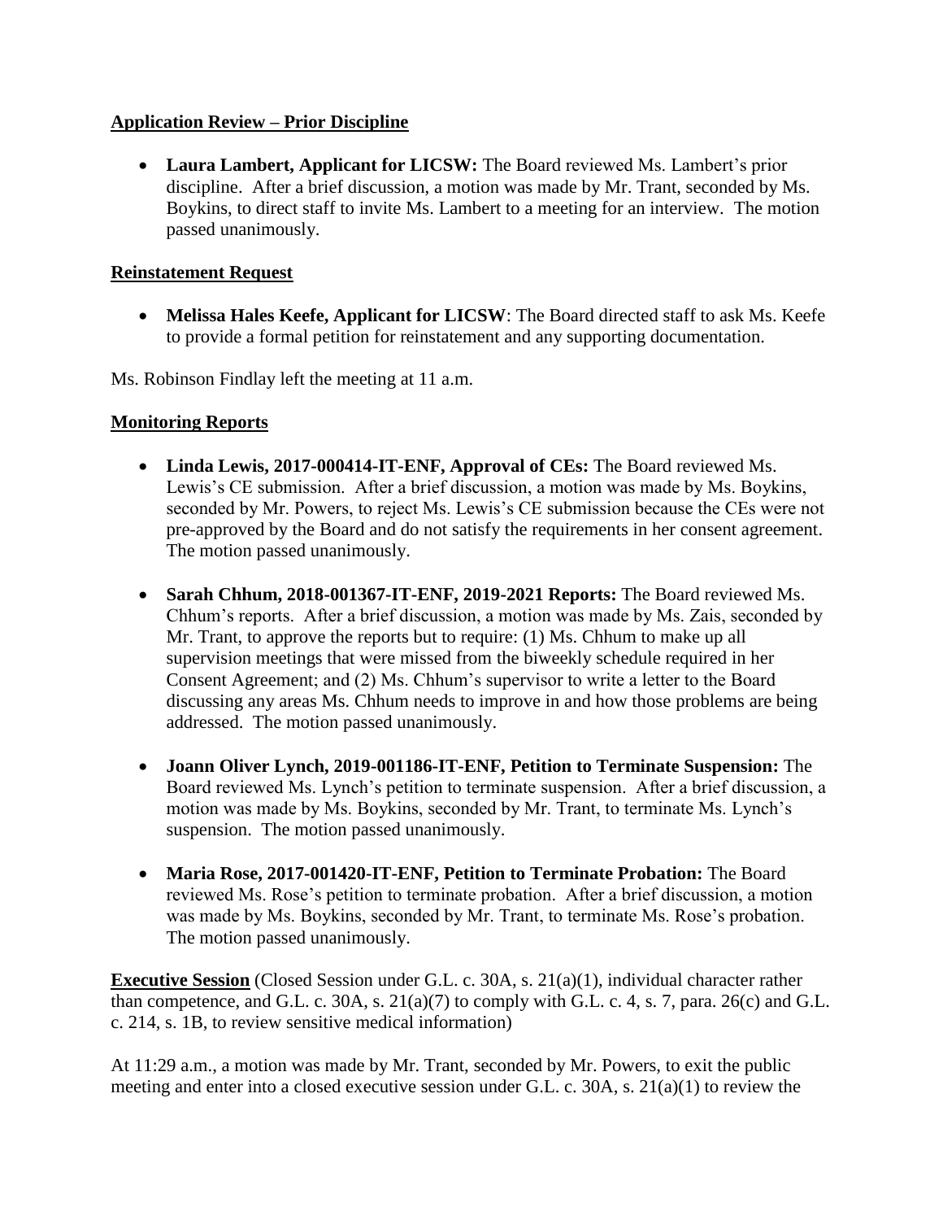**Application Review – Prior Discipline**

- **Laura Lambert, Applicant for LICSW:** The Board reviewed Ms. Lambert's prior discipline. After a brief discussion, a motion was made by Mr. Trant, seconded by Ms. Boykins, to direct staff to invite Ms. Lambert to a meeting for an interview. The motion passed unanimously.

**Reinstatement Request**

- **Melissa Hales Keefe, Applicant for LICSW**: The Board directed staff to ask Ms. Keefe to provide a formal petition for reinstatement and any supporting documentation.

Ms. Robinson Findlay left the meeting at 11 a.m.

**Monitoring Reports**

- **Linda Lewis, 2017-000414-IT-ENF, Approval of CEs:** The Board reviewed Ms. Lewis's CE submission. After a brief discussion, a motion was made by Ms. Boykins, seconded by Mr. Powers, to reject Ms. Lewis's CE submission because the CEs were not pre-approved by the Board and do not satisfy the requirements in her consent agreement. The motion passed unanimously.

- **Sarah Chhum, 2018-001367-IT-ENF, 2019-2021 Reports:** The Board reviewed Ms. Chhum's reports. After a brief discussion, a motion was made by Ms. Zais, seconded by Mr. Trant, to approve the reports but to require: (1) Ms. Chhum to make up all supervision meetings that were missed from the biweekly schedule required in her Consent Agreement; and (2) Ms. Chhum's supervisor to write a letter to the Board discussing any areas Ms. Chhum needs to improve in and how those problems are being addressed. The motion passed unanimously.

- **Joann Oliver Lynch, 2019-001186-IT-ENF, Petition to Terminate Suspension:** The Board reviewed Ms. Lynch's petition to terminate suspension. After a brief discussion, a motion was made by Ms. Boykins, seconded by Mr. Trant, to terminate Ms. Lynch's suspension. The motion passed unanimously.

- **Maria Rose, 2017-001420-IT-ENF, Petition to Terminate Probation:** The Board reviewed Ms. Rose's petition to terminate probation. After a brief discussion, a motion was made by Ms. Boykins, seconded by Mr. Trant, to terminate Ms. Rose's probation. The motion passed unanimously.

**Executive Session** (Closed Session under G.L. c. 30A, s. 21(a)(1), individual character rather than competence, and G.L. c. 30A, s. 21(a)(7) to comply with G.L. c. 4, s. 7, para. 26(c) and G.L. c. 214, s. 1B, to review sensitive medical information)

At 11:29 a.m., a motion was made by Mr. Trant, seconded by Mr. Powers, to exit the public meeting and enter into a closed executive session under G.L. c. 30A, s. 21(a)(1) to review the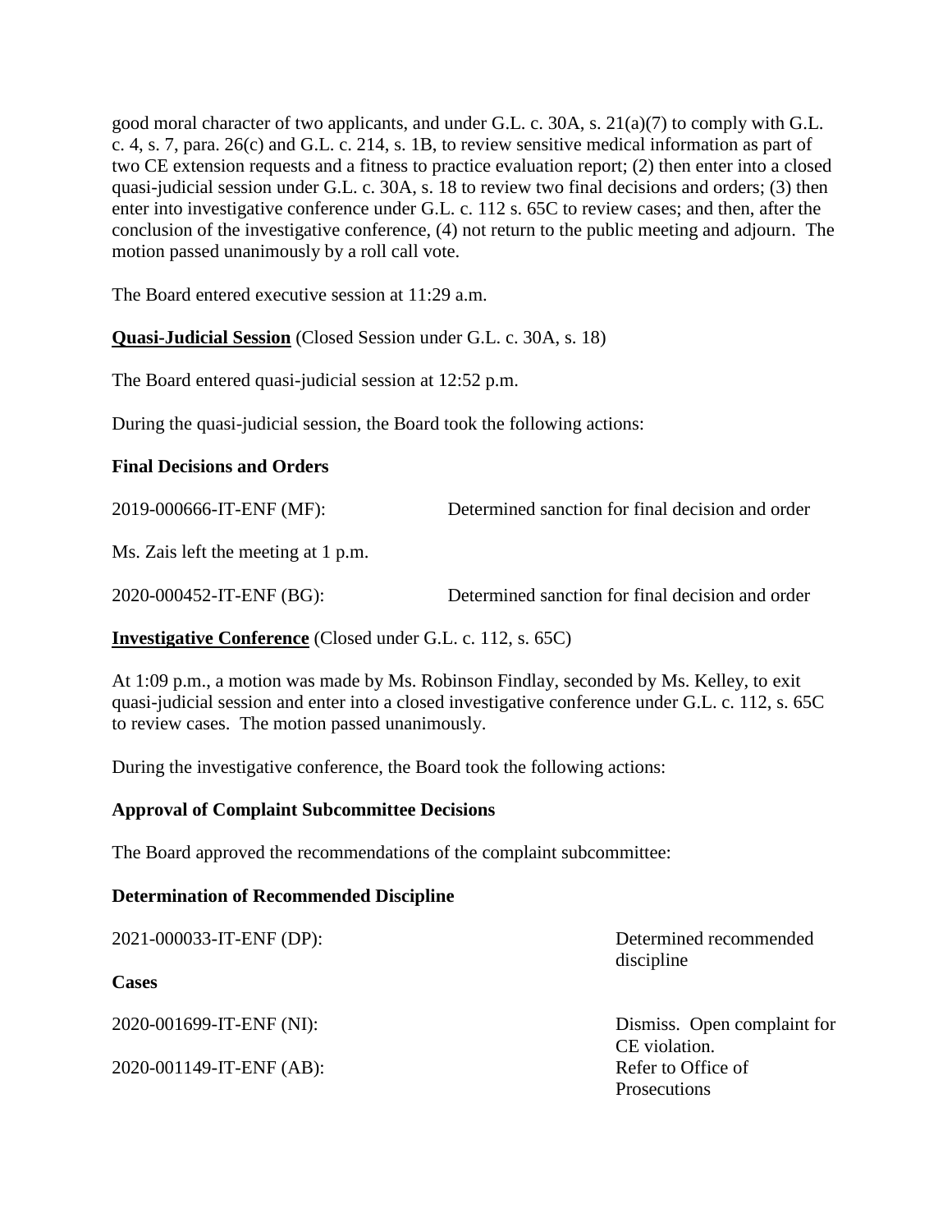good moral character of two applicants, and under G.L. c. 30A, s. 21(a)(7) to comply with G.L. c. 4, s. 7, para. 26(c) and G.L. c. 214, s. 1B, to review sensitive medical information as part of two CE extension requests and a fitness to practice evaluation report; (2) then enter into a closed quasi-judicial session under G.L. c. 30A, s. 18 to review two final decisions and orders; (3) then enter into investigative conference under G.L. c. 112 s. 65C to review cases; and then, after the conclusion of the investigative conference, (4) not return to the public meeting and adjourn. The motion passed unanimously by a roll call vote.

The Board entered executive session at 11:29 a.m.

**Quasi-Judicial Session** (Closed Session under G.L. c. 30A, s. 18)

The Board entered quasi-judicial session at 12:52 p.m.

During the quasi-judicial session, the Board took the following actions:

**Final Decisions and Orders**

2019-000666-IT-ENF (MF): Determined sanction for final decision and order

Ms. Zais left the meeting at 1 p.m.

2020-000452-IT-ENF (BG): Determined sanction for final decision and order

**Investigative Conference** (Closed under G.L. c. 112, s. 65C)

At 1:09 p.m., a motion was made by Ms. Robinson Findlay, seconded by Ms. Kelley, to exit quasi-judicial session and enter into a closed investigative conference under G.L. c. 112, s. 65C to review cases. The motion passed unanimously.

During the investigative conference, the Board took the following actions:

**Approval of Complaint Subcommittee Decisions**

The Board approved the recommendations of the complaint subcommittee:

**Determination of Recommended Discipline**

2021-000033-IT-ENF (DP): Determined recommended discipline

**Cases**

2020-001699-IT-ENF (NI): Dismiss. Open complaint for CE violation.

2020-001149-IT-ENF (AB): Refer to Office of Prosecutions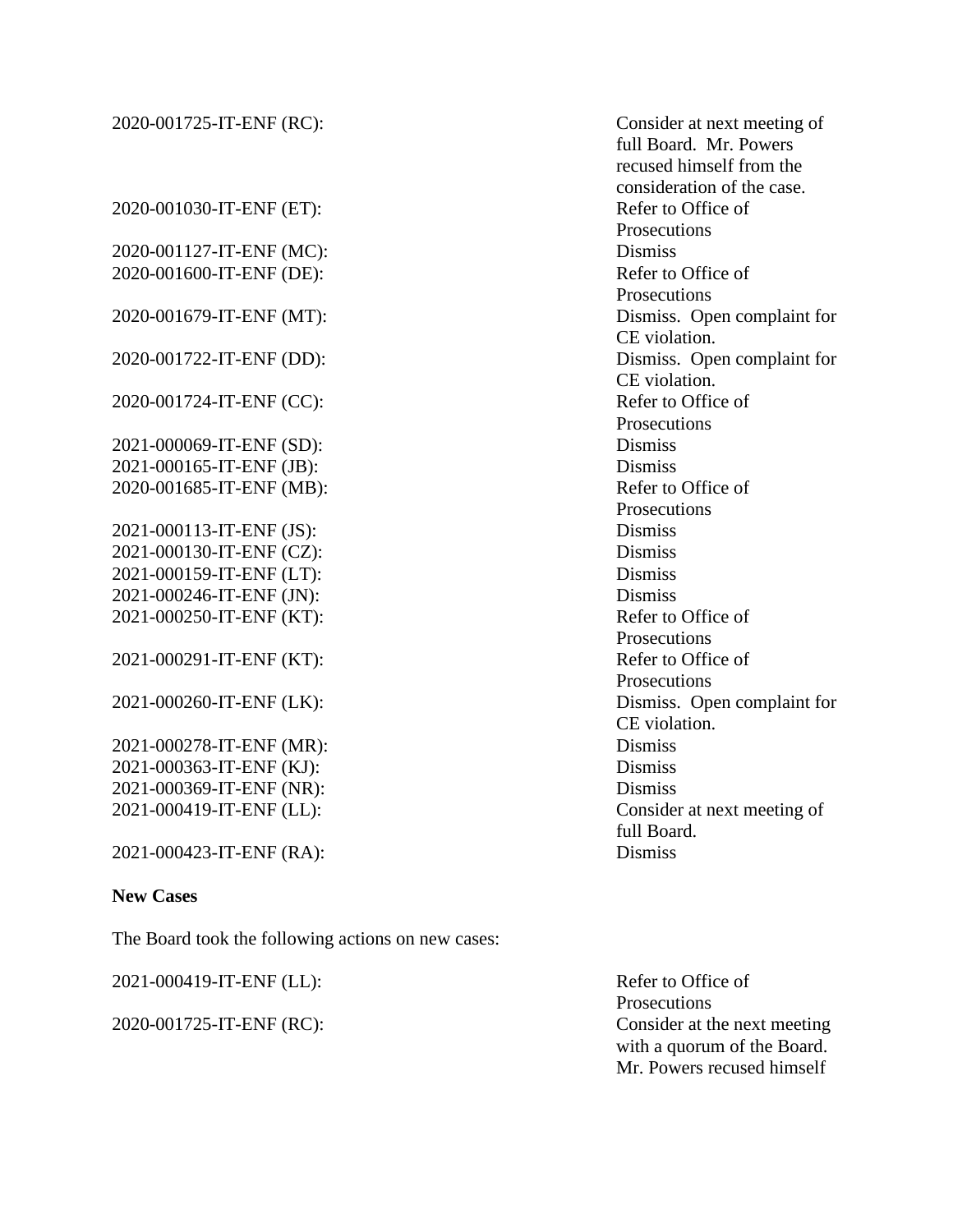| | |
|---|---|
| 2020-001725-IT-ENF (RC): | Consider at next meeting of full Board. Mr. Powers recused himself from the consideration of the case. |
| 2020-001030-IT-ENF (ET): | Refer to Office of Prosecutions |
| 2020-001127-IT-ENF (MC): | Dismiss |
| 2020-001600-IT-ENF (DE): | Refer to Office of Prosecutions |
| 2020-001679-IT-ENF (MT): | Dismiss. Open complaint for CE violation. |
| 2020-001722-IT-ENF (DD): | Dismiss. Open complaint for CE violation. |
| 2020-001724-IT-ENF (CC): | Refer to Office of Prosecutions |
| 2021-000069-IT-ENF (SD): | Dismiss |
| 2021-000165-IT-ENF (JB): | Dismiss |
| 2020-001685-IT-ENF (MB): | Refer to Office of Prosecutions |
| 2021-000113-IT-ENF (JS): | Dismiss |
| 2021-000130-IT-ENF (CZ): | Dismiss |
| 2021-000159-IT-ENF (LT): | Dismiss |
| 2021-000246-IT-ENF (JN): | Dismiss |
| 2021-000250-IT-ENF (KT): | Refer to Office of Prosecutions |
| 2021-000291-IT-ENF (KT): | Refer to Office of Prosecutions |
| 2021-000260-IT-ENF (LK): | Dismiss. Open complaint for CE violation. |
| 2021-000278-IT-ENF (MR): | Dismiss |
| 2021-000363-IT-ENF (KJ): | Dismiss |
| 2021-000369-IT-ENF (NR): | Dismiss |
| 2021-000419-IT-ENF (LL): | Consider at next meeting of full Board. |
| 2021-000423-IT-ENF (RA): | Dismiss |

**New Cases**

The Board took the following actions on new cases:

| | |
|---|---|
| 2021-000419-IT-ENF (LL): | Refer to Office of Prosecutions |
| 2020-001725-IT-ENF (RC): | Consider at the next meeting with a quorum of the Board. Mr. Powers recused himself |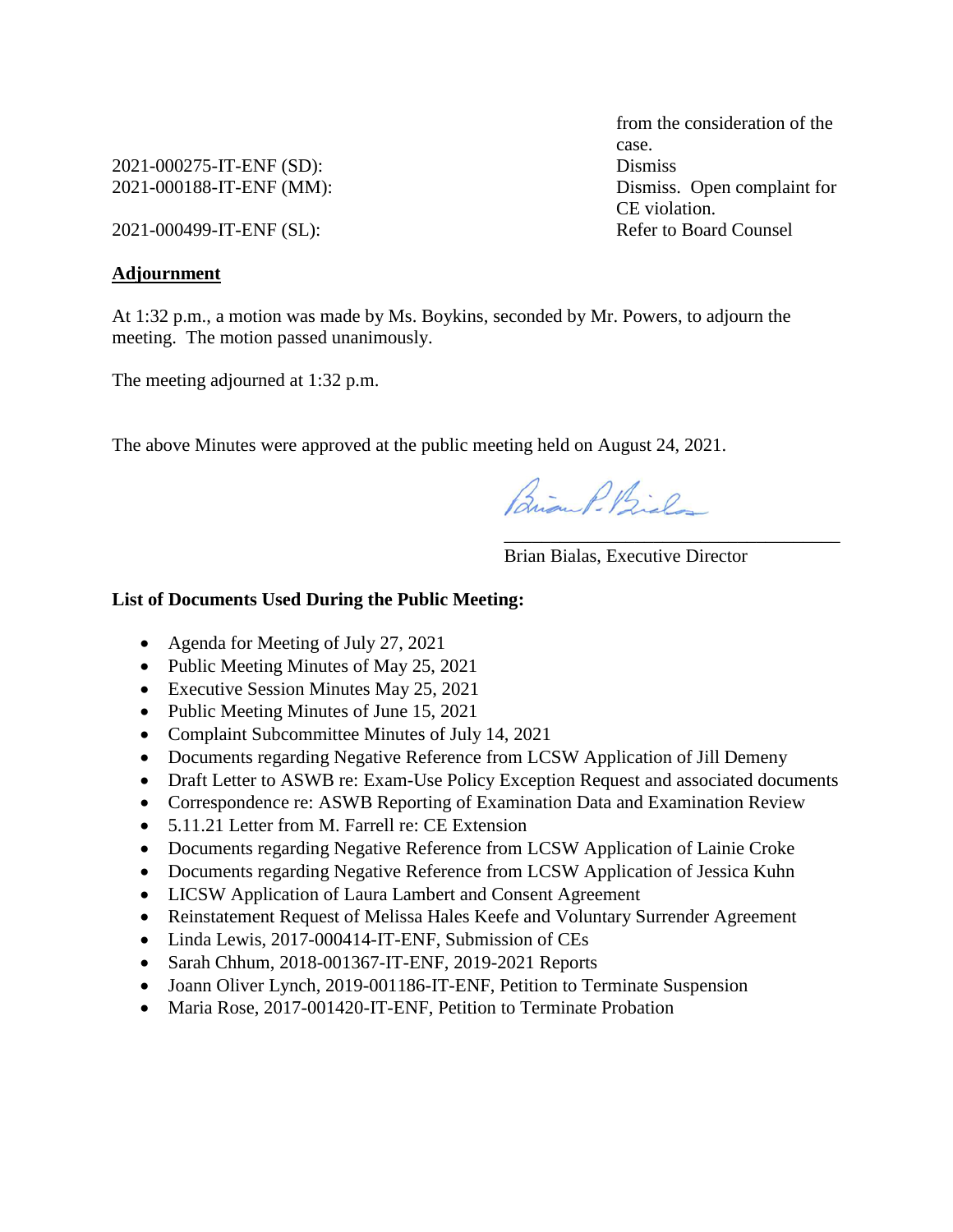| | |
|---|---|
| | from the consideration of the case. |
| 2021-000275-IT-ENF (SD): | Dismiss |
| 2021-000188-IT-ENF (MM): | Dismiss. Open complaint for CE violation. |
| 2021-000499-IT-ENF (SL): | Refer to Board Counsel |

**Adjournment**

At 1:32 p.m., a motion was made by Ms. Boykins, seconded by Mr. Powers, to adjourn the meeting. The motion passed unanimously.

The meeting adjourned at 1:32 p.m.

The above Minutes were approved at the public meeting held on August 24, 2021.

Brian P. Bialas

Brian Bialas, Executive Director

**List of Documents Used During the Public Meeting:**

- Agenda for Meeting of July 27, 2021
- Public Meeting Minutes of May 25, 2021
- Executive Session Minutes May 25, 2021
- Public Meeting Minutes of June 15, 2021
- Complaint Subcommittee Minutes of July 14, 2021
- Documents regarding Negative Reference from LCSW Application of Jill Demeny
- Draft Letter to ASWB re: Exam-Use Policy Exception Request and associated documents
- Correspondence re: ASWB Reporting of Examination Data and Examination Review
- 5.11.21 Letter from M. Farrell re: CE Extension
- Documents regarding Negative Reference from LCSW Application of Lainie Croke
- Documents regarding Negative Reference from LCSW Application of Jessica Kuhn
- LICSW Application of Laura Lambert and Consent Agreement
- Reinstatement Request of Melissa Hales Keefe and Voluntary Surrender Agreement
- Linda Lewis, 2017-000414-IT-ENF, Submission of CEs
- Sarah Chhum, 2018-001367-IT-ENF, 2019-2021 Reports
- Joann Oliver Lynch, 2019-001186-IT-ENF, Petition to Terminate Suspension
- Maria Rose, 2017-001420-IT-ENF, Petition to Terminate Probation